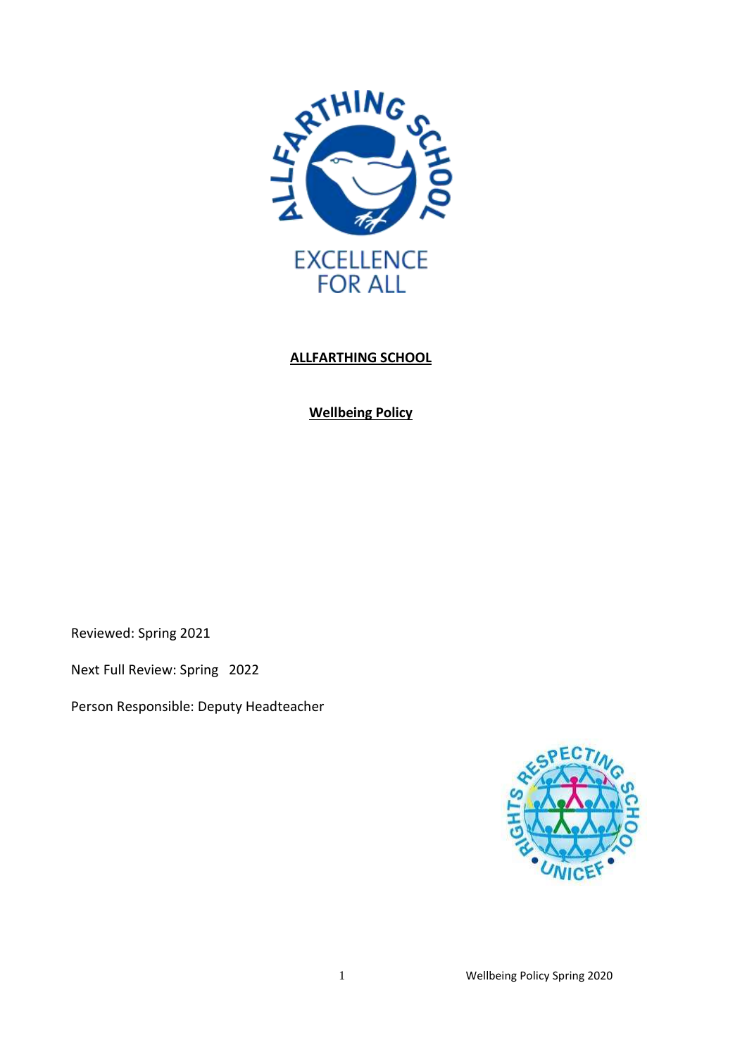**ALLFARTHING SCHOOL**

**Wellbeing Policy**

Reviewed: Spring 2021

Next Full Review: Spring 2022

Person Responsible: Deputy Headteacher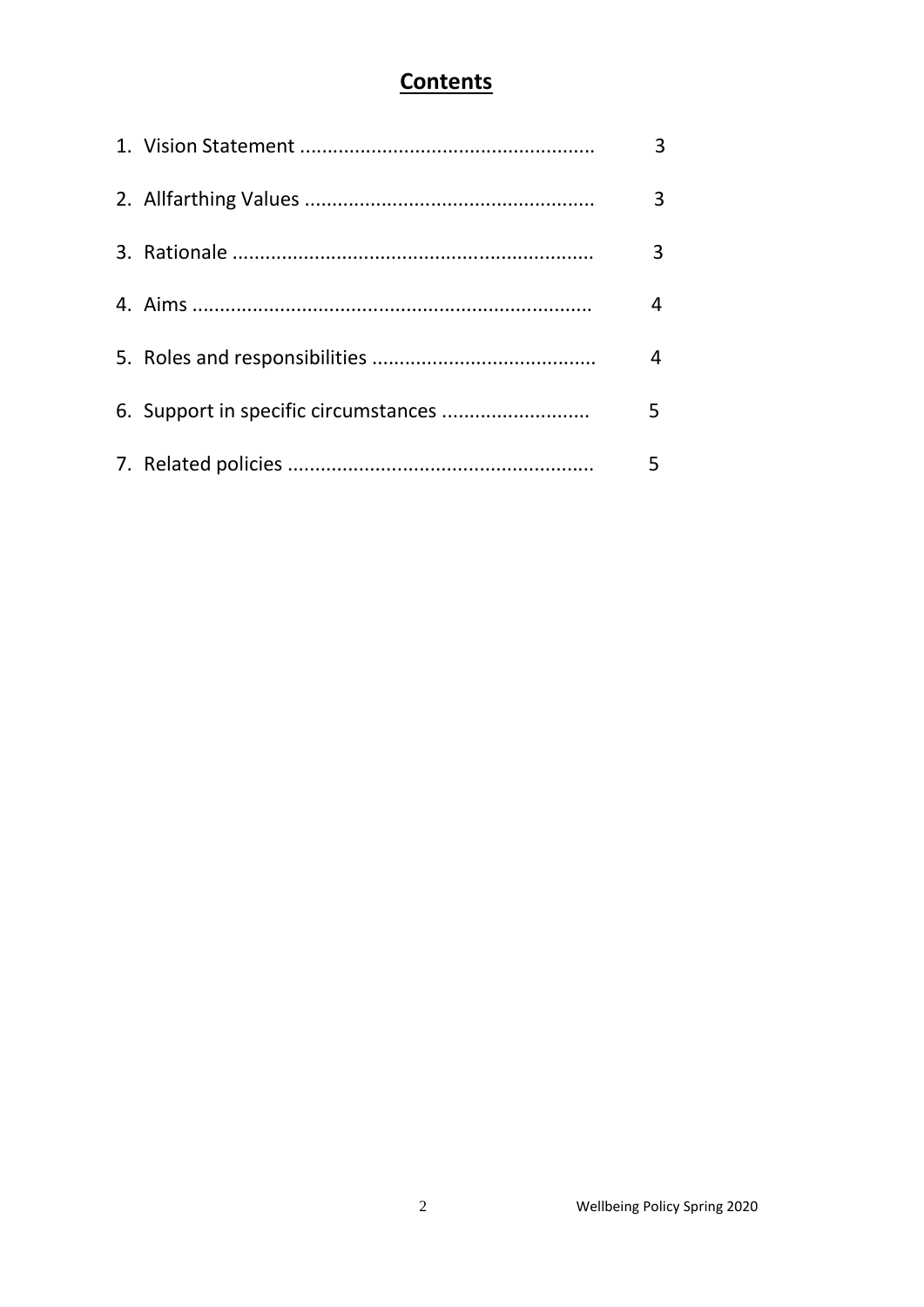# Contents

1. Vision Statement .................................................... 3
2. Allfarthing Values .................................................... 3
3. Rationale ................................................................. 3
4. Aims ....................................................................... 4
5. Roles and responsibilities ........................................ 4
6. Support in specific circumstances .......................... 5
7. Related policies ...................................................... 5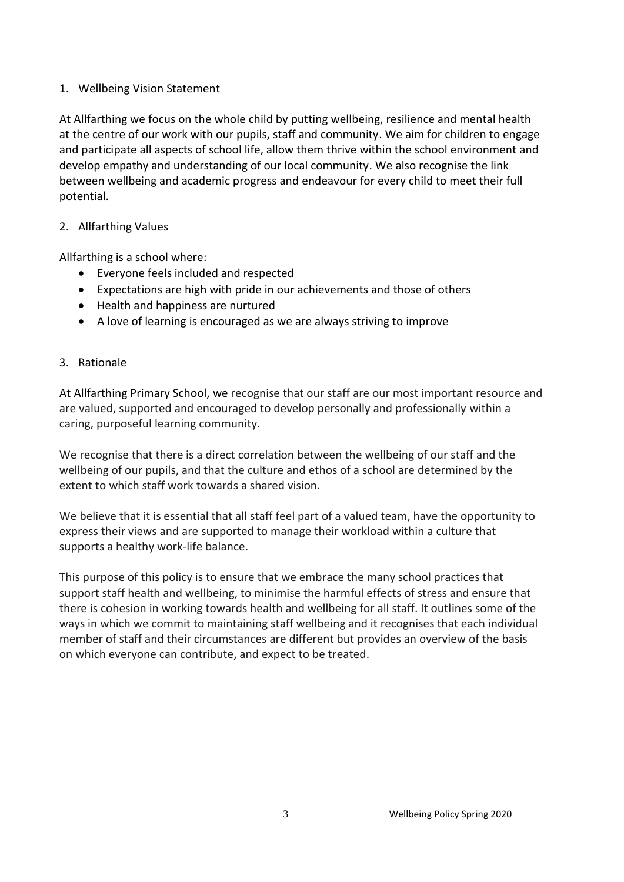## 1. Wellbeing Vision Statement

At Allfarthing we focus on the whole child by putting wellbeing, resilience and mental health at the centre of our work with our pupils, staff and community. We aim for children to engage and participate all aspects of school life, allow them thrive within the school environment and develop empathy and understanding of our local community. We also recognise the link between wellbeing and academic progress and endeavour for every child to meet their full potential.

## 2. Allfarthing Values

Allfarthing is a school where:

- Everyone feels included and respected
- Expectations are high with pride in our achievements and those of others
- Health and happiness are nurtured
- A love of learning is encouraged as we are always striving to improve

## 3. Rationale

At Allfarthing Primary School, we recognise that our staff are our most important resource and are valued, supported and encouraged to develop personally and professionally within a caring, purposeful learning community.

We recognise that there is a direct correlation between the wellbeing of our staff and the wellbeing of our pupils, and that the culture and ethos of a school are determined by the extent to which staff work towards a shared vision.

We believe that it is essential that all staff feel part of a valued team, have the opportunity to express their views and are supported to manage their workload within a culture that supports a healthy work-life balance.

This purpose of this policy is to ensure that we embrace the many school practices that support staff health and wellbeing, to minimise the harmful effects of stress and ensure that there is cohesion in working towards health and wellbeing for all staff. It outlines some of the ways in which we commit to maintaining staff wellbeing and it recognises that each individual member of staff and their circumstances are different but provides an overview of the basis on which everyone can contribute, and expect to be treated.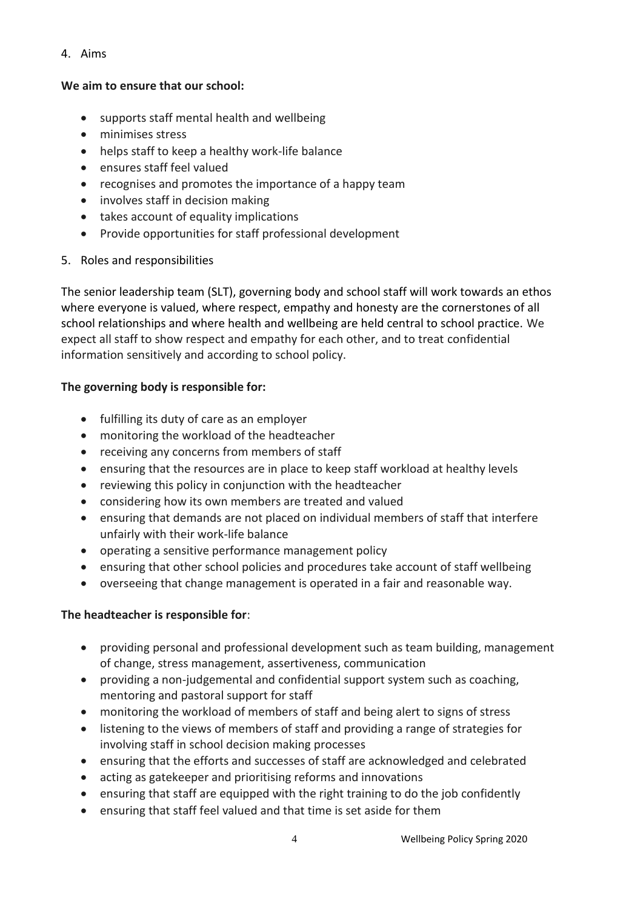## 4. Aims

**We aim to ensure that our school:**

- supports staff mental health and wellbeing
- minimises stress
- helps staff to keep a healthy work-life balance
- ensures staff feel valued
- recognises and promotes the importance of a happy team
- involves staff in decision making
- takes account of equality implications
- Provide opportunities for staff professional development

## 5. Roles and responsibilities

The senior leadership team (SLT), governing body and school staff will work towards an ethos where everyone is valued, where respect, empathy and honesty are the cornerstones of all school relationships and where health and wellbeing are held central to school practice. We expect all staff to show respect and empathy for each other, and to treat confidential information sensitively and according to school policy.

**The governing body is responsible for:**

- fulfilling its duty of care as an employer
- monitoring the workload of the headteacher
- receiving any concerns from members of staff
- ensuring that the resources are in place to keep staff workload at healthy levels
- reviewing this policy in conjunction with the headteacher
- considering how its own members are treated and valued
- ensuring that demands are not placed on individual members of staff that interfere unfairly with their work-life balance
- operating a sensitive performance management policy
- ensuring that other school policies and procedures take account of staff wellbeing
- overseeing that change management is operated in a fair and reasonable way.

**The headteacher is responsible for**:

- providing personal and professional development such as team building, management of change, stress management, assertiveness, communication
- providing a non-judgemental and confidential support system such as coaching, mentoring and pastoral support for staff
- monitoring the workload of members of staff and being alert to signs of stress
- listening to the views of members of staff and providing a range of strategies for involving staff in school decision making processes
- ensuring that the efforts and successes of staff are acknowledged and celebrated
- acting as gatekeeper and prioritising reforms and innovations
- ensuring that staff are equipped with the right training to do the job confidently
- ensuring that staff feel valued and that time is set aside for them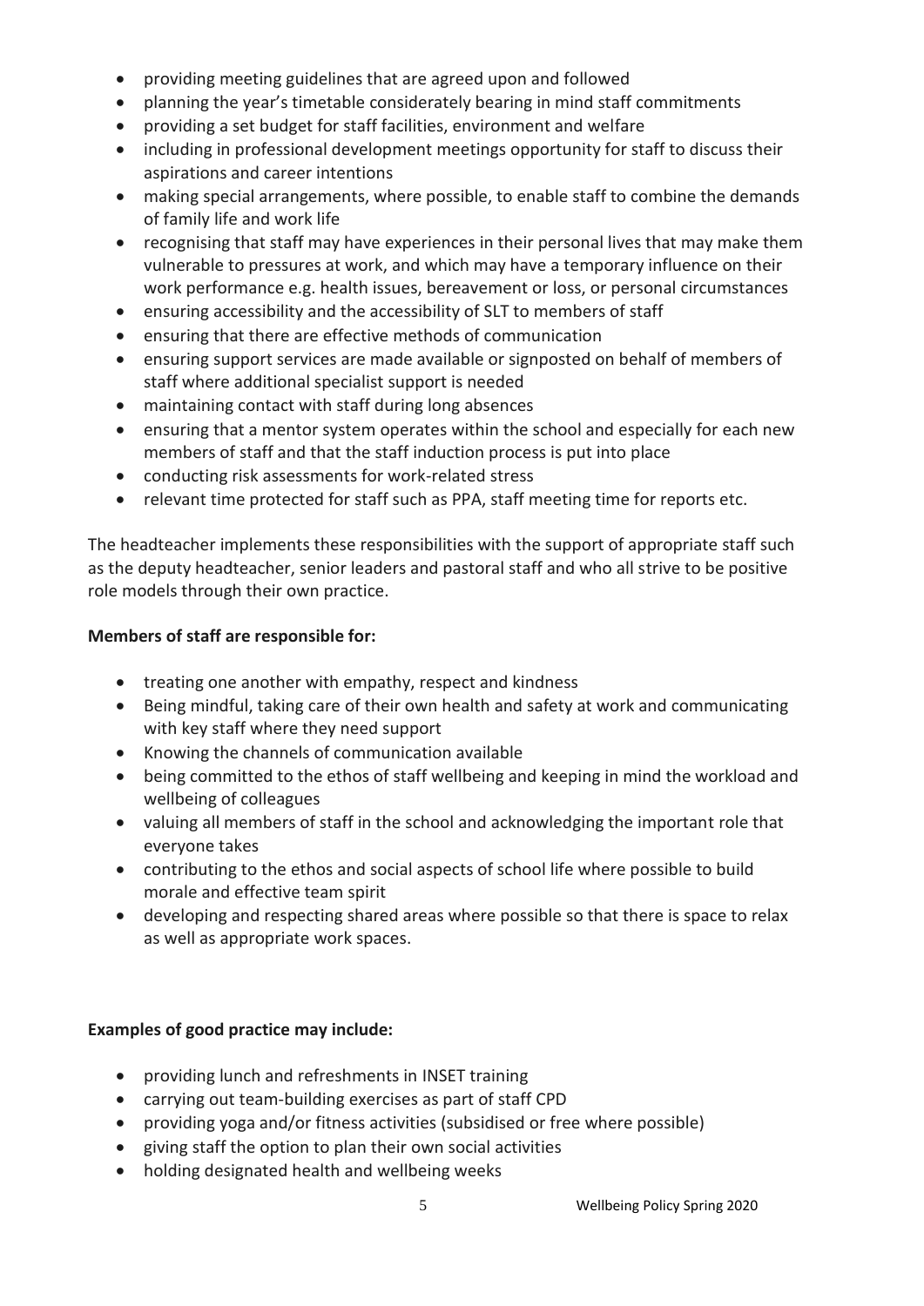- providing meeting guidelines that are agreed upon and followed
- planning the year's timetable considerately bearing in mind staff commitments
- providing a set budget for staff facilities, environment and welfare
- including in professional development meetings opportunity for staff to discuss their aspirations and career intentions
- making special arrangements, where possible, to enable staff to combine the demands of family life and work life
- recognising that staff may have experiences in their personal lives that may make them vulnerable to pressures at work, and which may have a temporary influence on their work performance e.g. health issues, bereavement or loss, or personal circumstances
- ensuring accessibility and the accessibility of SLT to members of staff
- ensuring that there are effective methods of communication
- ensuring support services are made available or signposted on behalf of members of staff where additional specialist support is needed
- maintaining contact with staff during long absences
- ensuring that a mentor system operates within the school and especially for each new members of staff and that the staff induction process is put into place
- conducting risk assessments for work-related stress
- relevant time protected for staff such as PPA, staff meeting time for reports etc.

The headteacher implements these responsibilities with the support of appropriate staff such as the deputy headteacher, senior leaders and pastoral staff and who all strive to be positive role models through their own practice.

**Members of staff are responsible for:**

- treating one another with empathy, respect and kindness
- Being mindful, taking care of their own health and safety at work and communicating with key staff where they need support
- Knowing the channels of communication available
- being committed to the ethos of staff wellbeing and keeping in mind the workload and wellbeing of colleagues
- valuing all members of staff in the school and acknowledging the important role that everyone takes
- contributing to the ethos and social aspects of school life where possible to build morale and effective team spirit
- developing and respecting shared areas where possible so that there is space to relax as well as appropriate work spaces.

**Examples of good practice may include:**

- providing lunch and refreshments in INSET training
- carrying out team-building exercises as part of staff CPD
- providing yoga and/or fitness activities (subsidised or free where possible)
- giving staff the option to plan their own social activities
- holding designated health and wellbeing weeks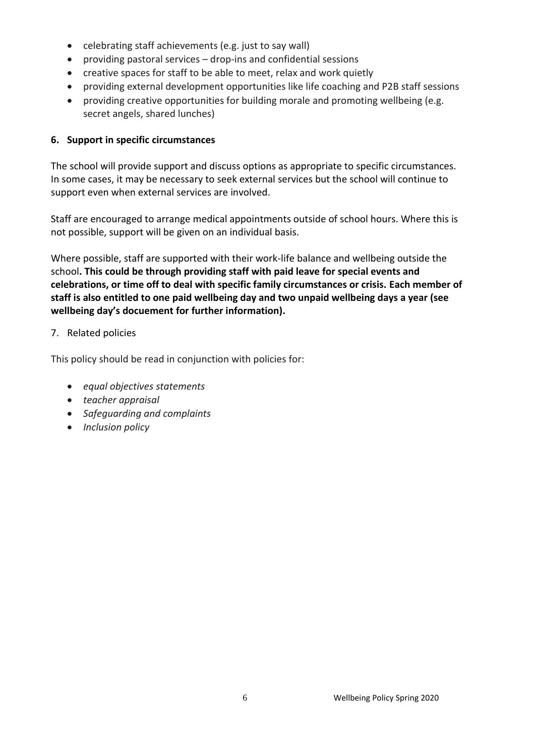- celebrating staff achievements (e.g. just to say wall)
- providing pastoral services – drop-ins and confidential sessions
- creative spaces for staff to be able to meet, relax and work quietly
- providing external development opportunities like life coaching and P2B staff sessions
- providing creative opportunities for building morale and promoting wellbeing (e.g. secret angels, shared lunches)

## 6. Support in specific circumstances

The school will provide support and discuss options as appropriate to specific circumstances. In some cases, it may be necessary to seek external services but the school will continue to support even when external services are involved.

Staff are encouraged to arrange medical appointments outside of school hours. Where this is not possible, support will be given on an individual basis.

Where possible, staff are supported with their work-life balance and wellbeing outside the school**. This could be through providing staff with paid leave for special events and celebrations, or time off to deal with specific family circumstances or crisis. Each member of staff is also entitled to one paid wellbeing day and two unpaid wellbeing days a year (see wellbeing day's docuement for further information).**

7. Related policies

This policy should be read in conjunction with policies for:

- *equal objectives statements*
- *teacher appraisal*
- *Safeguarding and complaints*
- *Inclusion policy*